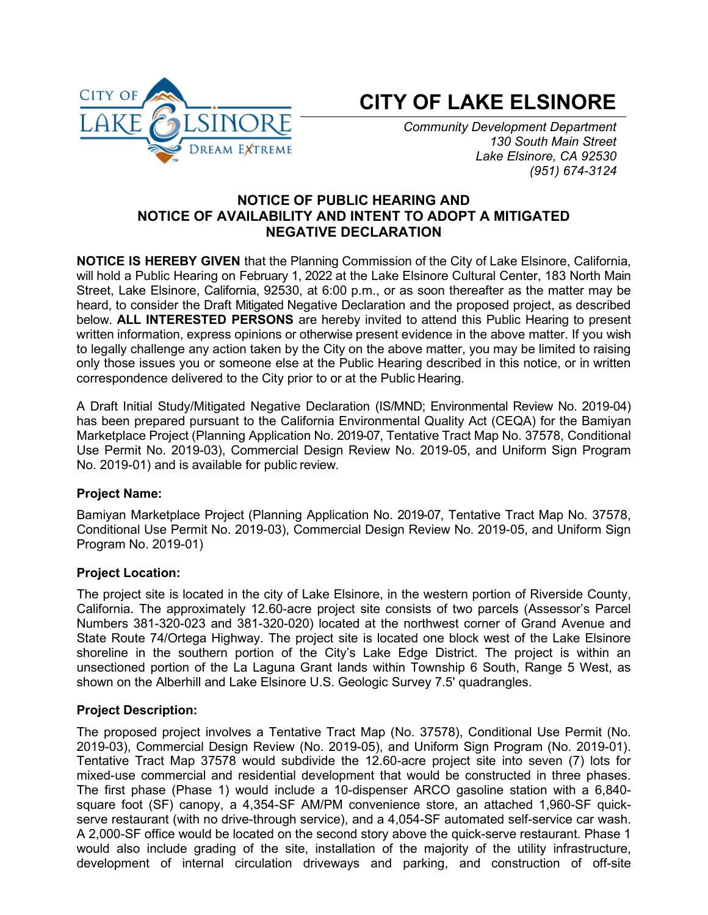# CITY OF LAKE ELSINORE

*Community Development Department*
*130 South Main Street*
*Lake Elsinore, CA 92530*
*(951) 674-3124*

## NOTICE OF PUBLIC HEARING AND NOTICE OF AVAILABILITY AND INTENT TO ADOPT A MITIGATED NEGATIVE DECLARATION

**NOTICE IS HEREBY GIVEN** that the Planning Commission of the City of Lake Elsinore, California, will hold a Public Hearing on February 1, 2022 at the Lake Elsinore Cultural Center, 183 North Main Street, Lake Elsinore, California, 92530, at 6:00 p.m., or as soon thereafter as the matter may be heard, to consider the Draft Mitigated Negative Declaration and the proposed project, as described below. **ALL INTERESTED PERSONS** are hereby invited to attend this Public Hearing to present written information, express opinions or otherwise present evidence in the above matter. If you wish to legally challenge any action taken by the City on the above matter, you may be limited to raising only those issues you or someone else at the Public Hearing described in this notice, or in written correspondence delivered to the City prior to or at the Public Hearing.

A Draft Initial Study/Mitigated Negative Declaration (IS/MND; Environmental Review No. 2019-04) has been prepared pursuant to the California Environmental Quality Act (CEQA) for the Bamiyan Marketplace Project (Planning Application No. 2019-07, Tentative Tract Map No. 37578, Conditional Use Permit No. 2019-03), Commercial Design Review No. 2019-05, and Uniform Sign Program No. 2019-01) and is available for public review.

### Project Name:

Bamiyan Marketplace Project (Planning Application No. 2019-07, Tentative Tract Map No. 37578, Conditional Use Permit No. 2019-03), Commercial Design Review No. 2019-05, and Uniform Sign Program No. 2019-01)

### Project Location:

The project site is located in the city of Lake Elsinore, in the western portion of Riverside County, California. The approximately 12.60-acre project site consists of two parcels (Assessor's Parcel Numbers 381-320-023 and 381-320-020) located at the northwest corner of Grand Avenue and State Route 74/Ortega Highway. The project site is located one block west of the Lake Elsinore shoreline in the southern portion of the City's Lake Edge District. The project is within an unsectioned portion of the La Laguna Grant lands within Township 6 South, Range 5 West, as shown on the Alberhill and Lake Elsinore U.S. Geologic Survey 7.5' quadrangles.

### Project Description:

The proposed project involves a Tentative Tract Map (No. 37578), Conditional Use Permit (No. 2019-03), Commercial Design Review (No. 2019-05), and Uniform Sign Program (No. 2019-01). Tentative Tract Map 37578 would subdivide the 12.60-acre project site into seven (7) lots for mixed-use commercial and residential development that would be constructed in three phases. The first phase (Phase 1) would include a 10-dispenser ARCO gasoline station with a 6,840-square foot (SF) canopy, a 4,354-SF AM/PM convenience store, an attached 1,960-SF quick-serve restaurant (with no drive-through service), and a 4,054-SF automated self-service car wash. A 2,000-SF office would be located on the second story above the quick-serve restaurant. Phase 1 would also include grading of the site, installation of the majority of the utility infrastructure, development of internal circulation driveways and parking, and construction of off-site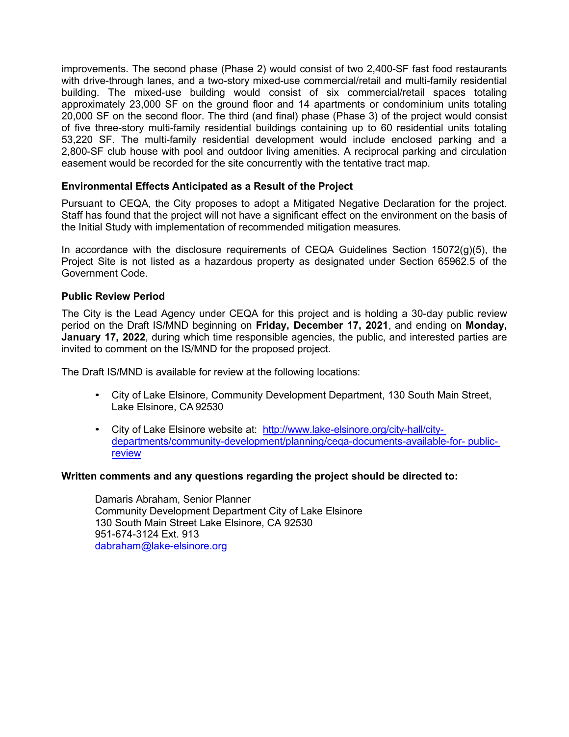improvements. The second phase (Phase 2) would consist of two 2,400-SF fast food restaurants with drive-through lanes, and a two-story mixed-use commercial/retail and multi-family residential building. The mixed-use building would consist of six commercial/retail spaces totaling approximately 23,000 SF on the ground floor and 14 apartments or condominium units totaling 20,000 SF on the second floor. The third (and final) phase (Phase 3) of the project would consist of five three-story multi-family residential buildings containing up to 60 residential units totaling 53,220 SF. The multi-family residential development would include enclosed parking and a 2,800-SF club house with pool and outdoor living amenities. A reciprocal parking and circulation easement would be recorded for the site concurrently with the tentative tract map.

### Environmental Effects Anticipated as a Result of the Project

Pursuant to CEQA, the City proposes to adopt a Mitigated Negative Declaration for the project. Staff has found that the project will not have a significant effect on the environment on the basis of the Initial Study with implementation of recommended mitigation measures.

In accordance with the disclosure requirements of CEQA Guidelines Section 15072(g)(5), the Project Site is not listed as a hazardous property as designated under Section 65962.5 of the Government Code.

### Public Review Period

The City is the Lead Agency under CEQA for this project and is holding a 30-day public review period on the Draft IS/MND beginning on **Friday, December 17, 2021**, and ending on **Monday, January 17, 2022**, during which time responsible agencies, the public, and interested parties are invited to comment on the IS/MND for the proposed project.

The Draft IS/MND is available for review at the following locations:

- City of Lake Elsinore, Community Development Department, 130 South Main Street, Lake Elsinore, CA 92530
- City of Lake Elsinore website at: [http://www.lake-elsinore.org/city-hall/city-departments/community-development/planning/ceqa-documents-available-for- public-review](http://www.lake-elsinore.org/city-hall/city-departments/community-development/planning/ceqa-documents-available-for-public-review)

### Written comments and any questions regarding the project should be directed to:

Damaris Abraham, Senior Planner
Community Development Department City of Lake Elsinore
130 South Main Street Lake Elsinore, CA 92530
951-674-3124 Ext. 913
[dabraham@lake-elsinore.org](mailto:dabraham@lake-elsinore.org)